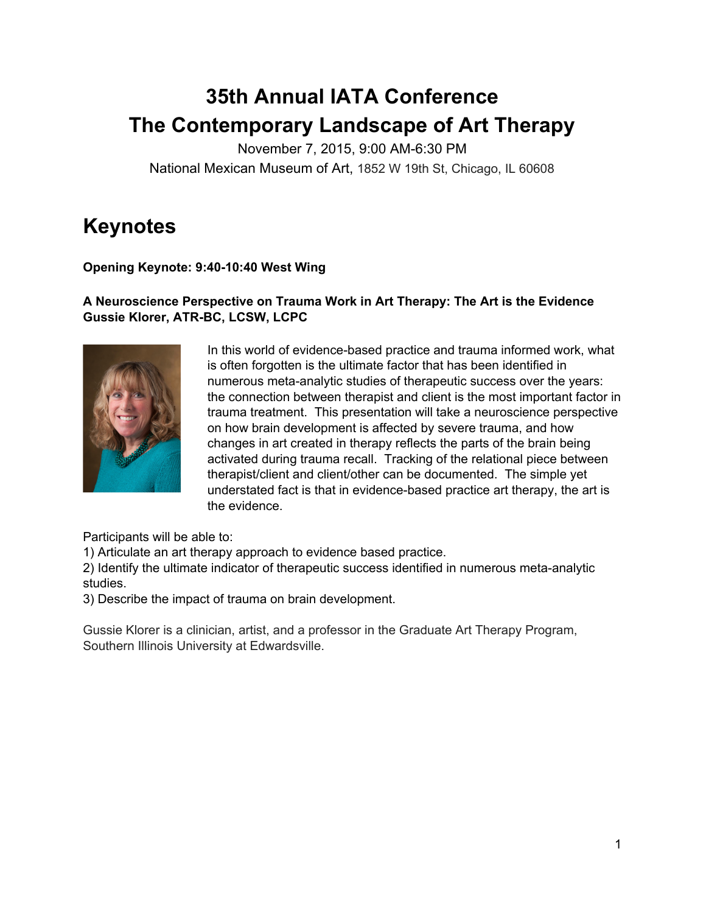# 35th Annual IATA Conference
# The Contemporary Landscape of Art Therapy

November 7, 2015, 9:00 AM-6:30 PM
National Mexican Museum of Art, 1852 W 19th St, Chicago, IL 60608

## Keynotes

**Opening Keynote: 9:40-10:40 West Wing**

**A Neuroscience Perspective on Trauma Work in Art Therapy: The Art is the Evidence**
**Gussie Klorer, ATR-BC, LCSW, LCPC**

In this world of evidence-based practice and trauma informed work, what is often forgotten is the ultimate factor that has been identified in numerous meta-analytic studies of therapeutic success over the years: the connection between therapist and client is the most important factor in trauma treatment. This presentation will take a neuroscience perspective on how brain development is affected by severe trauma, and how changes in art created in therapy reflects the parts of the brain being activated during trauma recall. Tracking of the relational piece between therapist/client and client/other can be documented. The simple yet understated fact is that in evidence-based practice art therapy, the art is the evidence.

Participants will be able to:
1) Articulate an art therapy approach to evidence based practice.
2) Identify the ultimate indicator of therapeutic success identified in numerous meta-analytic studies.
3) Describe the impact of trauma on brain development.

Gussie Klorer is a clinician, artist, and a professor in the Graduate Art Therapy Program, Southern Illinois University at Edwardsville.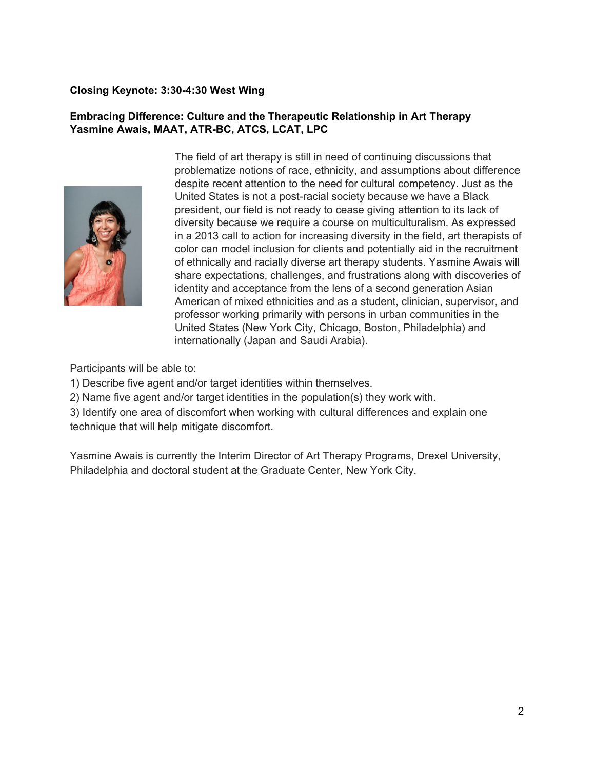**Closing Keynote: 3:30-4:30 West Wing**

**Embracing Difference: Culture and the Therapeutic Relationship in Art Therapy**
**Yasmine Awais, MAAT, ATR-BC, ATCS, LCAT, LPC**

The field of art therapy is still in need of continuing discussions that problematize notions of race, ethnicity, and assumptions about difference despite recent attention to the need for cultural competency. Just as the United States is not a post-racial society because we have a Black president, our field is not ready to cease giving attention to its lack of diversity because we require a course on multiculturalism. As expressed in a 2013 call to action for increasing diversity in the field, art therapists of color can model inclusion for clients and potentially aid in the recruitment of ethnically and racially diverse art therapy students. Yasmine Awais will share expectations, challenges, and frustrations along with discoveries of identity and acceptance from the lens of a second generation Asian American of mixed ethnicities and as a student, clinician, supervisor, and professor working primarily with persons in urban communities in the United States (New York City, Chicago, Boston, Philadelphia) and internationally (Japan and Saudi Arabia).

Participants will be able to:

1) Describe five agent and/or target identities within themselves.
2) Name five agent and/or target identities in the population(s) they work with.
3) Identify one area of discomfort when working with cultural differences and explain one technique that will help mitigate discomfort.

Yasmine Awais is currently the Interim Director of Art Therapy Programs, Drexel University, Philadelphia and doctoral student at the Graduate Center, New York City.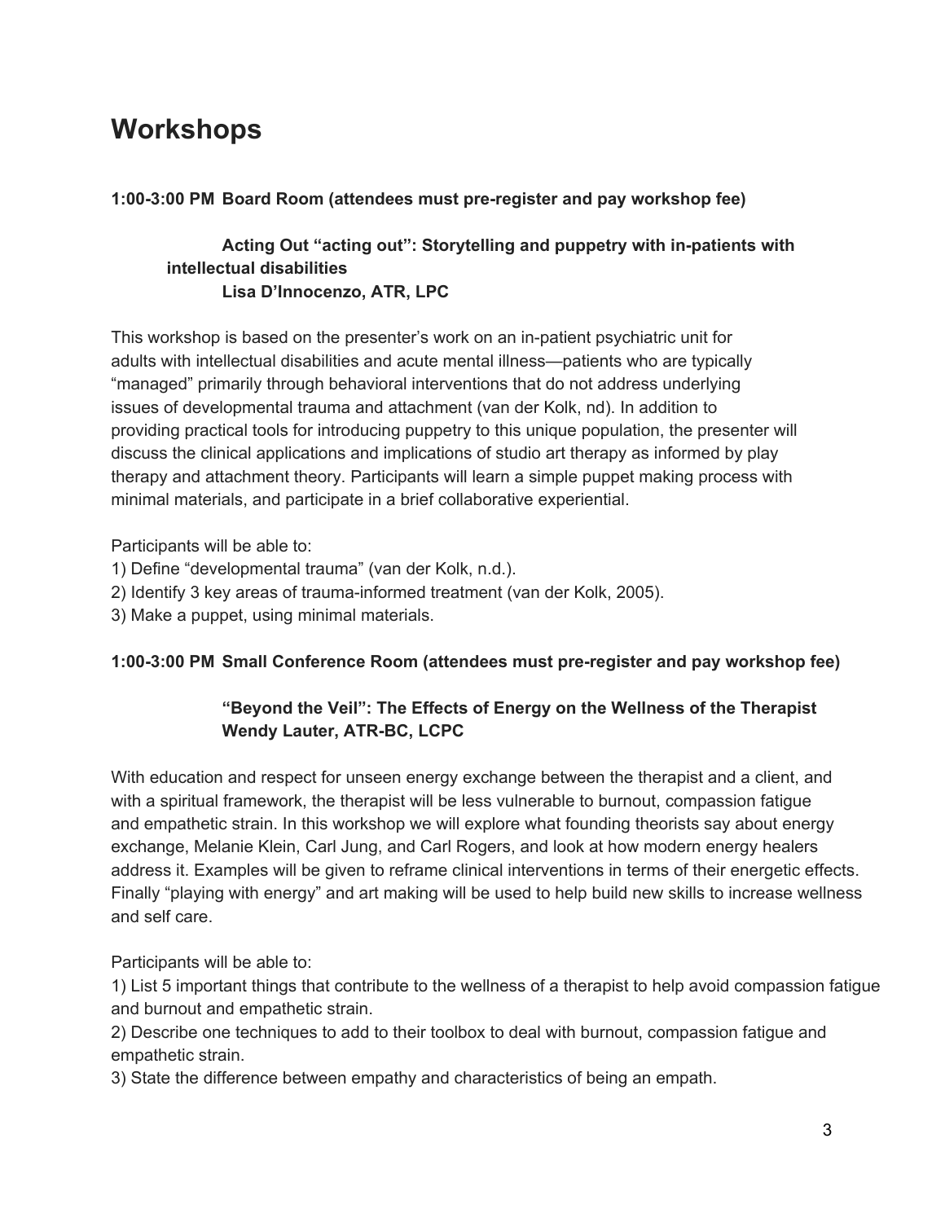# Workshops

**1:00-3:00 PM Board Room (attendees must pre-register and pay workshop fee)**

**Acting Out “acting out”: Storytelling and puppetry with in-patients with intellectual disabilities**
**Lisa D’Innocenzo, ATR, LPC**

This workshop is based on the presenter’s work on an in-patient psychiatric unit for adults with intellectual disabilities and acute mental illness—patients who are typically “managed” primarily through behavioral interventions that do not address underlying issues of developmental trauma and attachment (van der Kolk, nd). In addition to providing practical tools for introducing puppetry to this unique population, the presenter will discuss the clinical applications and implications of studio art therapy as informed by play therapy and attachment theory. Participants will learn a simple puppet making process with minimal materials, and participate in a brief collaborative experiential.

Participants will be able to:

1) Define “developmental trauma” (van der Kolk, n.d.).
2) Identify 3 key areas of trauma-informed treatment (van der Kolk, 2005).
3) Make a puppet, using minimal materials.

**1:00-3:00 PM Small Conference Room (attendees must pre-register and pay workshop fee)**

**“Beyond the Veil”: The Effects of Energy on the Wellness of the Therapist**
**Wendy Lauter, ATR-BC, LCPC**

With education and respect for unseen energy exchange between the therapist and a client, and with a spiritual framework, the therapist will be less vulnerable to burnout, compassion fatigue and empathetic strain. In this workshop we will explore what founding theorists say about energy exchange, Melanie Klein, Carl Jung, and Carl Rogers, and look at how modern energy healers address it. Examples will be given to reframe clinical interventions in terms of their energetic effects. Finally “playing with energy” and art making will be used to help build new skills to increase wellness and self care.

Participants will be able to:

1) List 5 important things that contribute to the wellness of a therapist to help avoid compassion fatigue and burnout and empathetic strain.
2) Describe one techniques to add to their toolbox to deal with burnout, compassion fatigue and empathetic strain.
3) State the difference between empathy and characteristics of being an empath.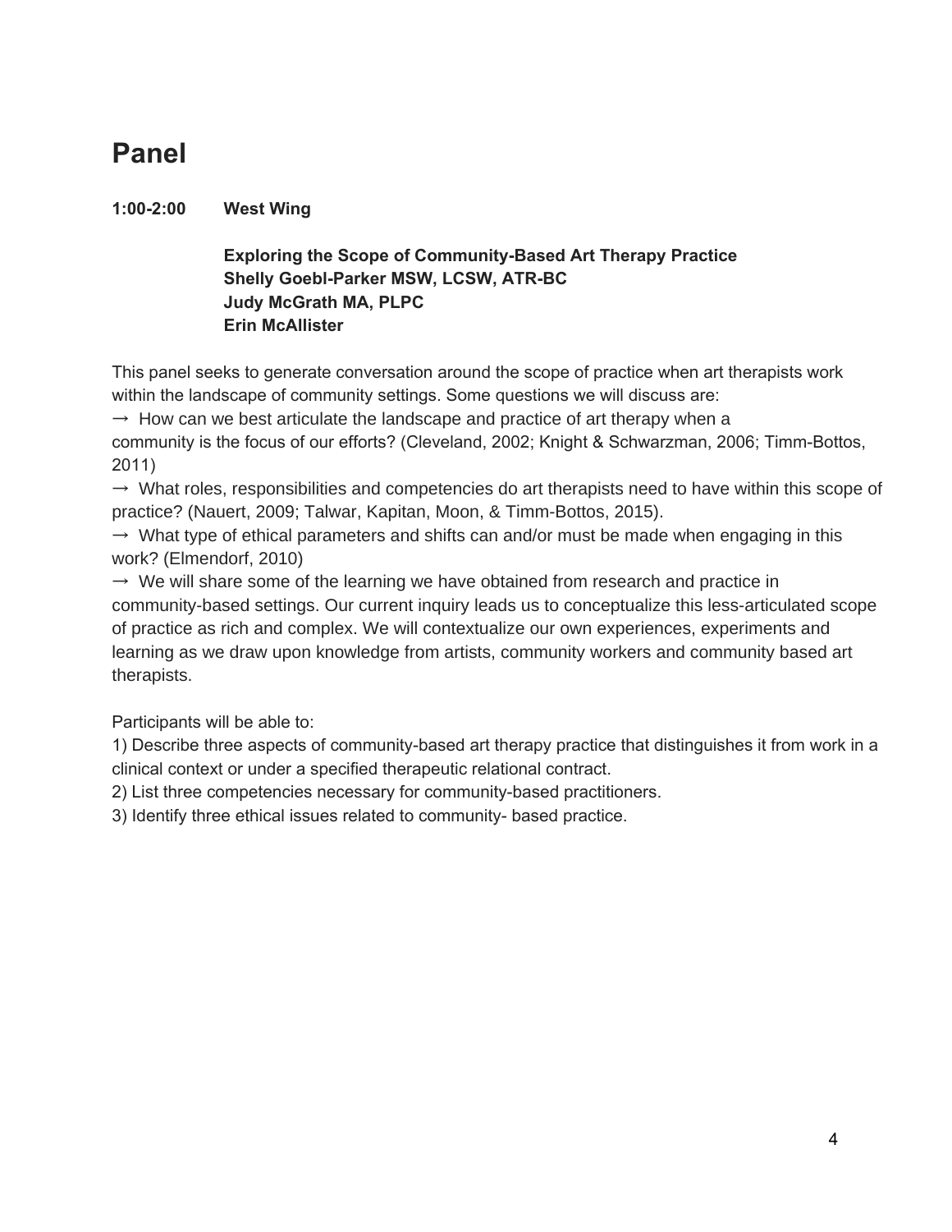## Panel

**1:00-2:00 West Wing**

**Exploring the Scope of Community-Based Art Therapy Practice**
**Shelly Goebl-Parker MSW, LCSW, ATR-BC**
**Judy McGrath MA, PLPC**
**Erin McAllister**

This panel seeks to generate conversation around the scope of practice when art therapists work within the landscape of community settings. Some questions we will discuss are:

→ How can we best articulate the landscape and practice of art therapy when a community is the focus of our efforts? (Cleveland, 2002; Knight & Schwarzman, 2006; Timm-Bottos, 2011)

→ What roles, responsibilities and competencies do art therapists need to have within this scope of practice? (Nauert, 2009; Talwar, Kapitan, Moon, & Timm-Bottos, 2015).

→ What type of ethical parameters and shifts can and/or must be made when engaging in this work? (Elmendorf, 2010)

→ We will share some of the learning we have obtained from research and practice in community-based settings. Our current inquiry leads us to conceptualize this less-articulated scope of practice as rich and complex. We will contextualize our own experiences, experiments and learning as we draw upon knowledge from artists, community workers and community based art therapists.

Participants will be able to:

1) Describe three aspects of community-based art therapy practice that distinguishes it from work in a clinical context or under a specified therapeutic relational contract.
2) List three competencies necessary for community-based practitioners.
3) Identify three ethical issues related to community- based practice.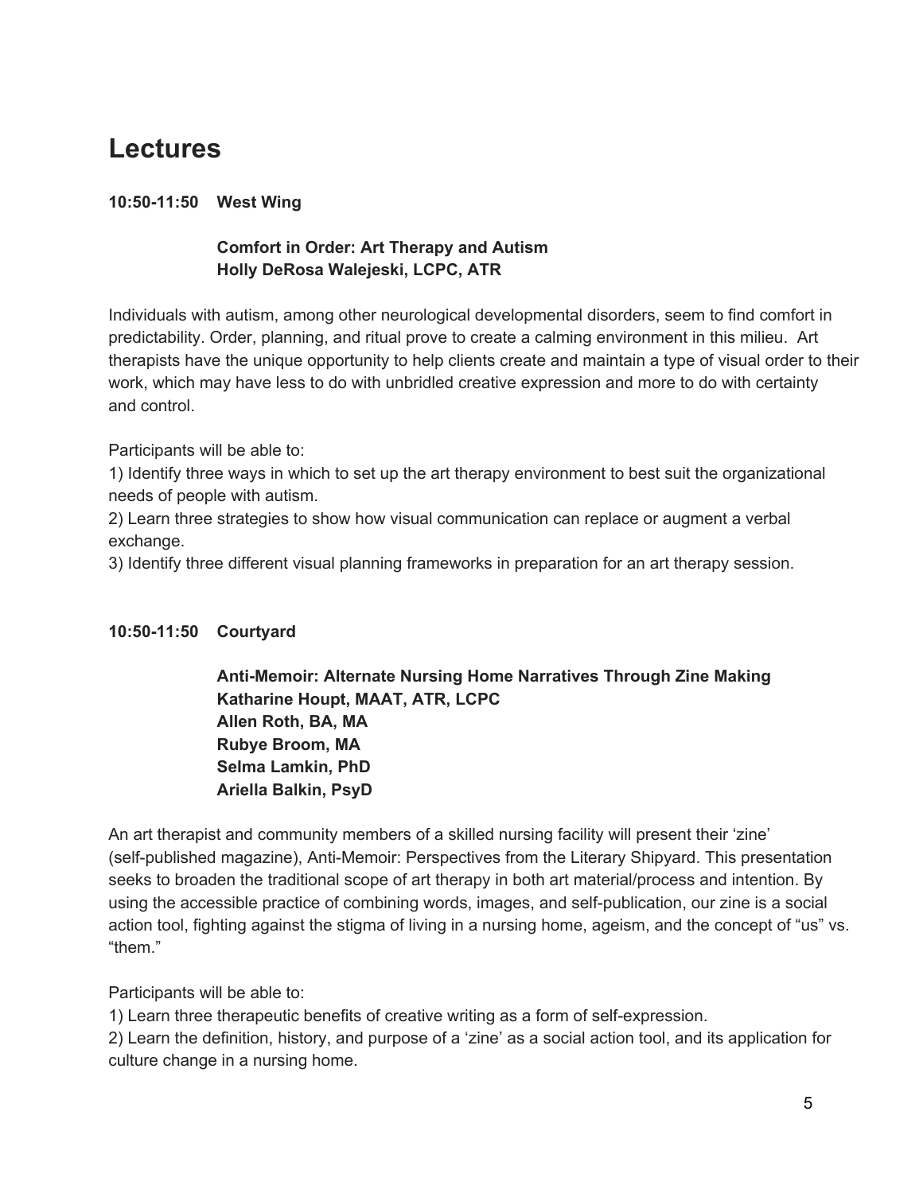## Lectures

**10:50-11:50 West Wing**

**Comfort in Order: Art Therapy and Autism**
**Holly DeRosa Walejeski, LCPC, ATR**

Individuals with autism, among other neurological developmental disorders, seem to find comfort in predictability. Order, planning, and ritual prove to create a calming environment in this milieu. Art therapists have the unique opportunity to help clients create and maintain a type of visual order to their work, which may have less to do with unbridled creative expression and more to do with certainty and control.

Participants will be able to:
1) Identify three ways in which to set up the art therapy environment to best suit the organizational needs of people with autism.
2) Learn three strategies to show how visual communication can replace or augment a verbal exchange.
3) Identify three different visual planning frameworks in preparation for an art therapy session.

**10:50-11:50 Courtyard**

**Anti-Memoir: Alternate Nursing Home Narratives Through Zine Making**
**Katharine Houpt, MAAT, ATR, LCPC**
**Allen Roth, BA, MA**
**Rubye Broom, MA**
**Selma Lamkin, PhD**
**Ariella Balkin, PsyD**

An art therapist and community members of a skilled nursing facility will present their 'zine' (self-published magazine), Anti-Memoir: Perspectives from the Literary Shipyard. This presentation seeks to broaden the traditional scope of art therapy in both art material/process and intention. By using the accessible practice of combining words, images, and self-publication, our zine is a social action tool, fighting against the stigma of living in a nursing home, ageism, and the concept of "us" vs. "them."

Participants will be able to:
1) Learn three therapeutic benefits of creative writing as a form of self-expression.
2) Learn the definition, history, and purpose of a 'zine' as a social action tool, and its application for culture change in a nursing home.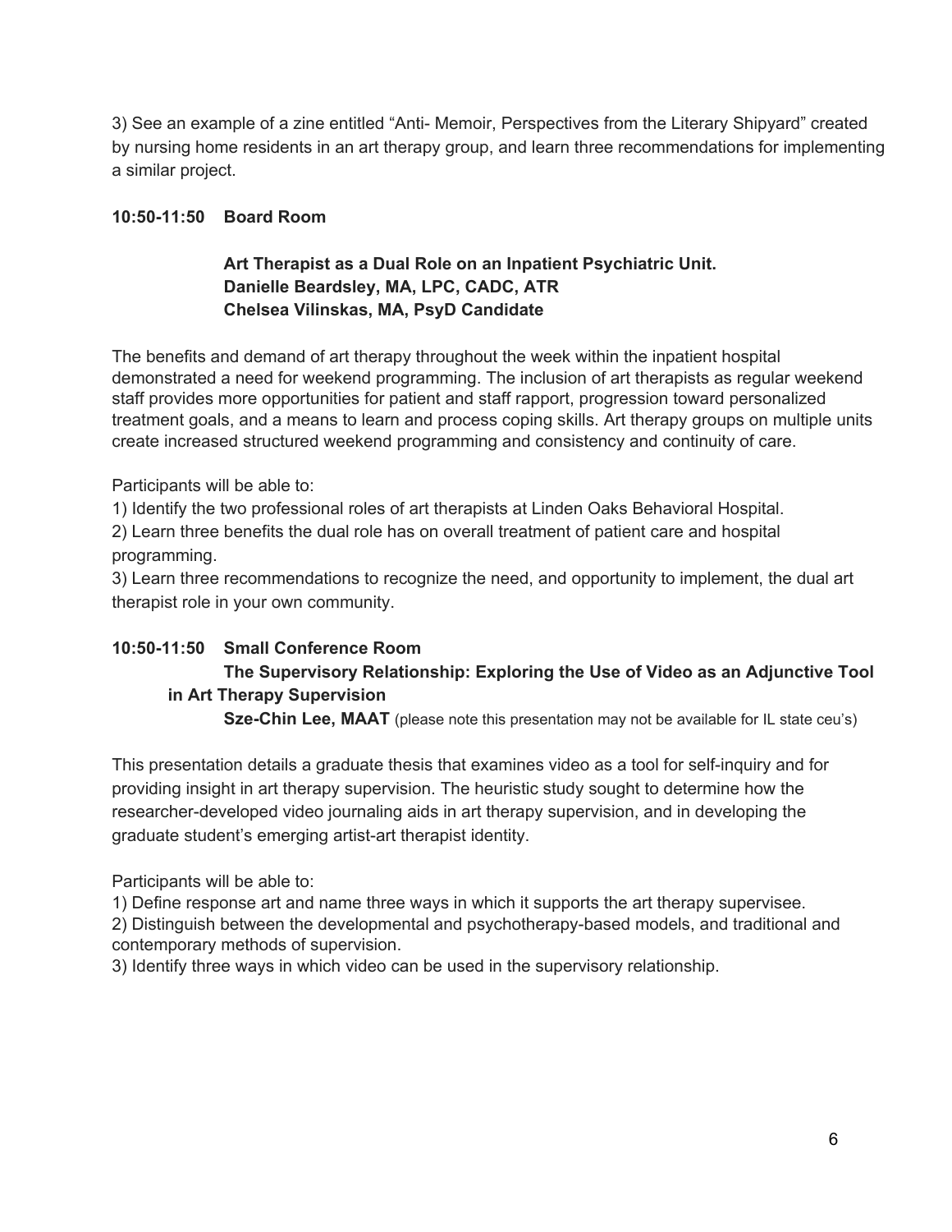3) See an example of a zine entitled “Anti- Memoir, Perspectives from the Literary Shipyard” created by nursing home residents in an art therapy group, and learn three recommendations for implementing a similar project.

**10:50-11:50 Board Room**

**Art Therapist as a Dual Role on an Inpatient Psychiatric Unit.**
**Danielle Beardsley, MA, LPC, CADC, ATR**
**Chelsea Vilinskas, MA, PsyD Candidate**

The benefits and demand of art therapy throughout the week within the inpatient hospital demonstrated a need for weekend programming. The inclusion of art therapists as regular weekend staff provides more opportunities for patient and staff rapport, progression toward personalized treatment goals, and a means to learn and process coping skills. Art therapy groups on multiple units create increased structured weekend programming and consistency and continuity of care.

Participants will be able to:

1) Identify the two professional roles of art therapists at Linden Oaks Behavioral Hospital.
2) Learn three benefits the dual role has on overall treatment of patient care and hospital programming.
3) Learn three recommendations to recognize the need, and opportunity to implement, the dual art therapist role in your own community.

**10:50-11:50 Small Conference Room**

**The Supervisory Relationship: Exploring the Use of Video as an Adjunctive Tool in Art Therapy Supervision**
**Sze-Chin Lee, MAAT** (please note this presentation may not be available for IL state ceu’s)

This presentation details a graduate thesis that examines video as a tool for self-inquiry and for providing insight in art therapy supervision. The heuristic study sought to determine how the researcher-developed video journaling aids in art therapy supervision, and in developing the graduate student’s emerging artist-art therapist identity.

Participants will be able to:

1) Define response art and name three ways in which it supports the art therapy supervisee.
2) Distinguish between the developmental and psychotherapy-based models, and traditional and contemporary methods of supervision.
3) Identify three ways in which video can be used in the supervisory relationship.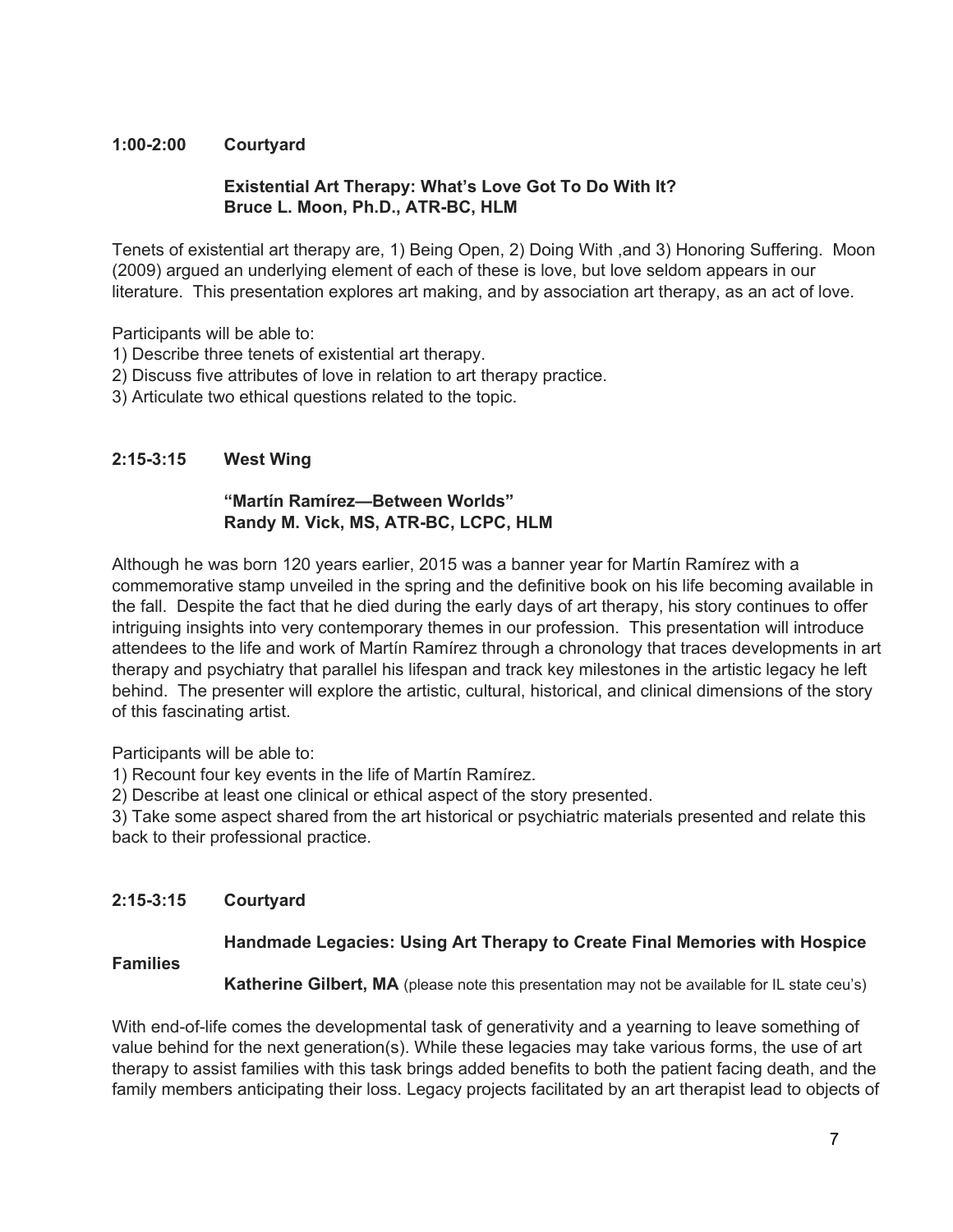**1:00-2:00 Courtyard**

**Existential Art Therapy: What's Love Got To Do With It?**
**Bruce L. Moon, Ph.D., ATR-BC, HLM**

Tenets of existential art therapy are, 1) Being Open, 2) Doing With ,and 3) Honoring Suffering. Moon (2009) argued an underlying element of each of these is love, but love seldom appears in our literature. This presentation explores art making, and by association art therapy, as an act of love.

Participants will be able to:
1) Describe three tenets of existential art therapy.
2) Discuss five attributes of love in relation to art therapy practice.
3) Articulate two ethical questions related to the topic.

**2:15-3:15 West Wing**

**"Martín Ramírez—Between Worlds"**
**Randy M. Vick, MS, ATR-BC, LCPC, HLM**

Although he was born 120 years earlier, 2015 was a banner year for Martín Ramírez with a commemorative stamp unveiled in the spring and the definitive book on his life becoming available in the fall. Despite the fact that he died during the early days of art therapy, his story continues to offer intriguing insights into very contemporary themes in our profession. This presentation will introduce attendees to the life and work of Martín Ramírez through a chronology that traces developments in art therapy and psychiatry that parallel his lifespan and track key milestones in the artistic legacy he left behind. The presenter will explore the artistic, cultural, historical, and clinical dimensions of the story of this fascinating artist.

Participants will be able to:
1) Recount four key events in the life of Martín Ramírez.
2) Describe at least one clinical or ethical aspect of the story presented.
3) Take some aspect shared from the art historical or psychiatric materials presented and relate this back to their professional practice.

**2:15-3:15 Courtyard**

**Handmade Legacies: Using Art Therapy to Create Final Memories with Hospice Families**
**Katherine Gilbert, MA** (please note this presentation may not be available for IL state ceu's)

With end-of-life comes the developmental task of generativity and a yearning to leave something of value behind for the next generation(s). While these legacies may take various forms, the use of art therapy to assist families with this task brings added benefits to both the patient facing death, and the family members anticipating their loss. Legacy projects facilitated by an art therapist lead to objects of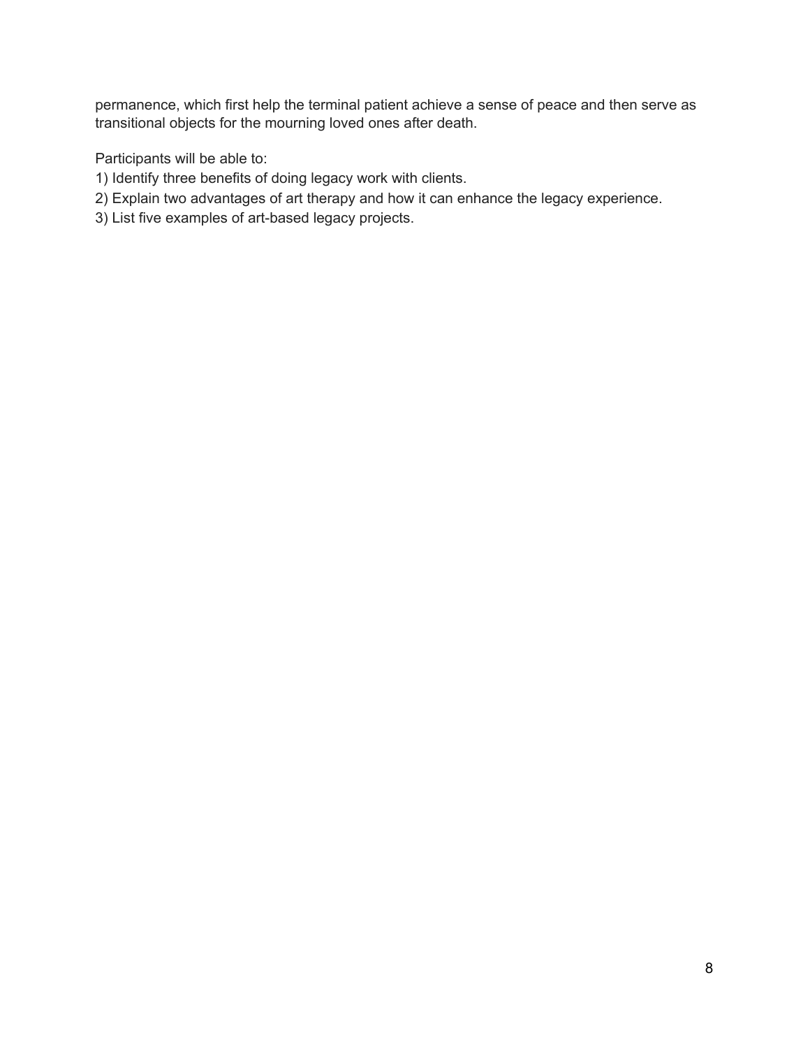permanence, which first help the terminal patient achieve a sense of peace and then serve as transitional objects for the mourning loved ones after death.

Participants will be able to:

1) Identify three benefits of doing legacy work with clients.
2) Explain two advantages of art therapy and how it can enhance the legacy experience.
3) List five examples of art-based legacy projects.